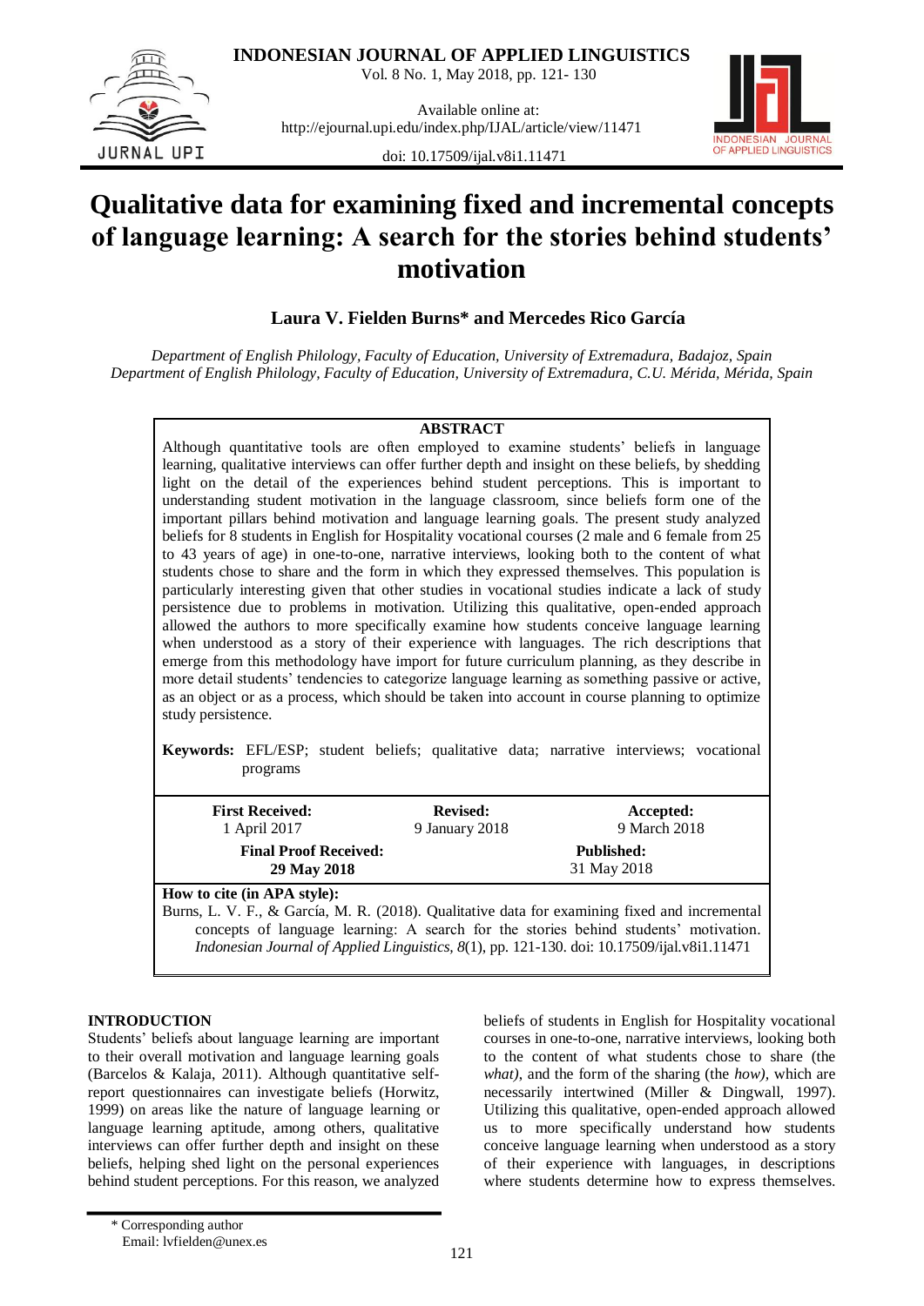# Qualitative data for examining fixed and incremental concepts of language learning: A search for the stories behind students' motivation

**Laura V. Fielden Burns\* and Mercedes Rico García**

*Department of English Philology, Faculty of Education, University of Extremadura, Badajoz, Spain*
*Department of English Philology, Faculty of Education, University of Extremadura, C.U. Mérida, Mérida, Spain*

## ABSTRACT

Although quantitative tools are often employed to examine students' beliefs in language learning, qualitative interviews can offer further depth and insight on these beliefs, by shedding light on the detail of the experiences behind student perceptions. This is important to understanding student motivation in the language classroom, since beliefs form one of the important pillars behind motivation and language learning goals. The present study analyzed beliefs for 8 students in English for Hospitality vocational courses (2 male and 6 female from 25 to 43 years of age) in one-to-one, narrative interviews, looking both to the content of what students chose to share and the form in which they expressed themselves. This population is particularly interesting given that other studies in vocational studies indicate a lack of study persistence due to problems in motivation. Utilizing this qualitative, open-ended approach allowed the authors to more specifically examine how students conceive language learning when understood as a story of their experience with languages. The rich descriptions that emerge from this methodology have import for future curriculum planning, as they describe in more detail students' tendencies to categorize language learning as something passive or active, as an object or as a process, which should be taken into account in course planning to optimize study persistence.

**Keywords:** EFL/ESP; student beliefs; qualitative data; narrative interviews; vocational programs

| **First Received:** 1 April 2017 | **Revised:** 9 January 2018 | **Accepted:** 9 March 2018 |
|---|---|---|
| **Final Proof Received:** 29 May 2018 | | **Published:** 31 May 2018 |

**How to cite (in APA style):**
Burns, L. V. F., & García, M. R. (2018). Qualitative data for examining fixed and incremental concepts of language learning: A search for the stories behind students' motivation. *Indonesian Journal of Applied Linguistics, 8*(1), pp. 121-130. doi: 10.17509/ijal.v8i1.11471

## INTRODUCTION

Students' beliefs about language learning are important to their overall motivation and language learning goals (Barcelos & Kalaja, 2011). Although quantitative self-report questionnaires can investigate beliefs (Horwitz, 1999) on areas like the nature of language learning or language learning aptitude, among others, qualitative interviews can offer further depth and insight on these beliefs, helping shed light on the personal experiences behind student perceptions. For this reason, we analyzed beliefs of students in English for Hospitality vocational courses in one-to-one, narrative interviews, looking both to the content of what students chose to share (the *what)*, and the form of the sharing (the *how),* which are necessarily intertwined (Miller & Dingwall, 1997). Utilizing this qualitative, open-ended approach allowed us to more specifically understand how students conceive language learning when understood as a story of their experience with languages, in descriptions where students determine how to express themselves.

\* Corresponding author
Email: lvfielden@unex.es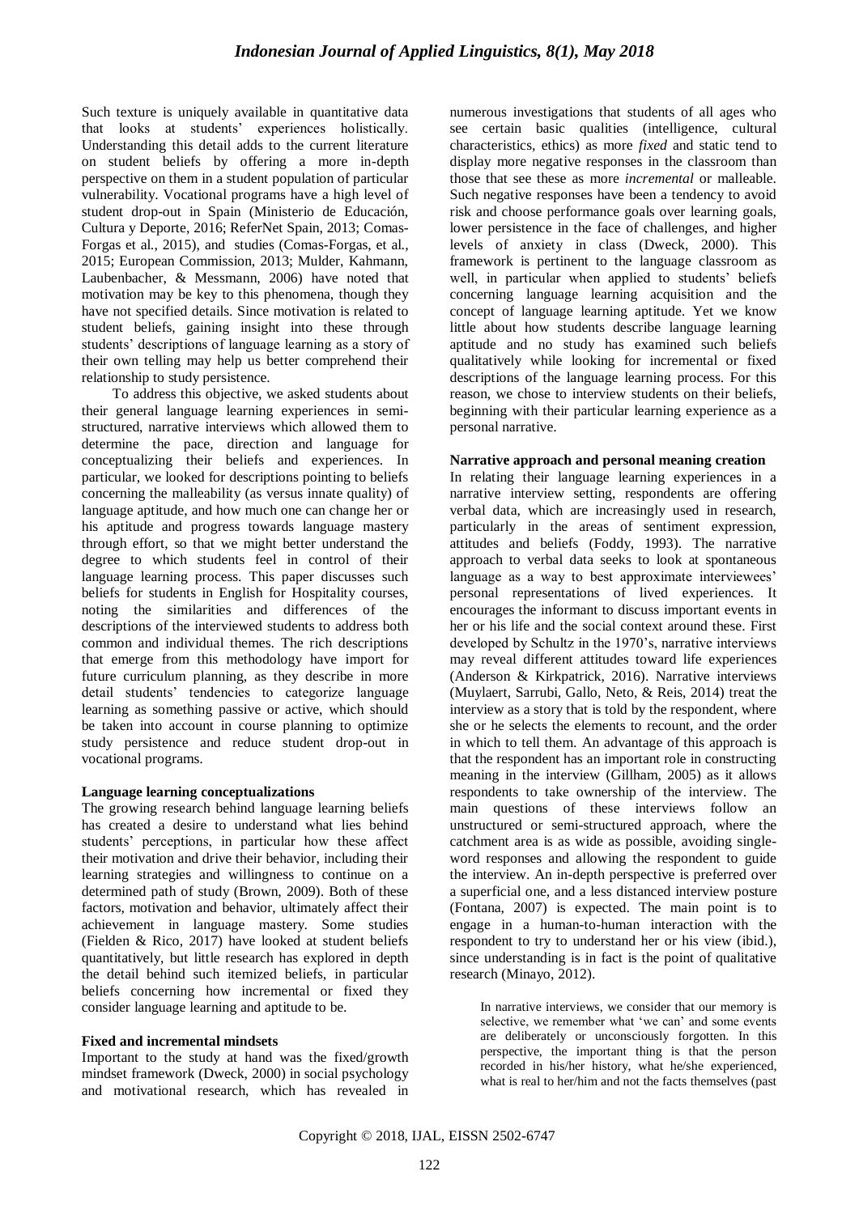Such texture is uniquely available in quantitative data that looks at students' experiences holistically. Understanding this detail adds to the current literature on student beliefs by offering a more in-depth perspective on them in a student population of particular vulnerability. Vocational programs have a high level of student drop-out in Spain (Ministerio de Educación, Cultura y Deporte, 2016; ReferNet Spain, 2013; Comas-Forgas et al., 2015), and studies (Comas-Forgas, et al., 2015; European Commission, 2013; Mulder, Kahmann, Laubenbacher, & Messmann, 2006) have noted that motivation may be key to this phenomena, though they have not specified details. Since motivation is related to student beliefs, gaining insight into these through students' descriptions of language learning as a story of their own telling may help us better comprehend their relationship to study persistence.

To address this objective, we asked students about their general language learning experiences in semi-structured, narrative interviews which allowed them to determine the pace, direction and language for conceptualizing their beliefs and experiences. In particular, we looked for descriptions pointing to beliefs concerning the malleability (as versus innate quality) of language aptitude, and how much one can change her or his aptitude and progress towards language mastery through effort, so that we might better understand the degree to which students feel in control of their language learning process. This paper discusses such beliefs for students in English for Hospitality courses, noting the similarities and differences of the descriptions of the interviewed students to address both common and individual themes. The rich descriptions that emerge from this methodology have import for future curriculum planning, as they describe in more detail students' tendencies to categorize language learning as something passive or active, which should be taken into account in course planning to optimize study persistence and reduce student drop-out in vocational programs.

**Language learning conceptualizations**

The growing research behind language learning beliefs has created a desire to understand what lies behind students' perceptions, in particular how these affect their motivation and drive their behavior, including their learning strategies and willingness to continue on a determined path of study (Brown, 2009). Both of these factors, motivation and behavior, ultimately affect their achievement in language mastery. Some studies (Fielden & Rico, 2017) have looked at student beliefs quantitatively, but little research has explored in depth the detail behind such itemized beliefs, in particular beliefs concerning how incremental or fixed they consider language learning and aptitude to be.

**Fixed and incremental mindsets**

Important to the study at hand was the fixed/growth mindset framework (Dweck, 2000) in social psychology and motivational research, which has revealed in numerous investigations that students of all ages who see certain basic qualities (intelligence, cultural characteristics, ethics) as more *fixed* and static tend to display more negative responses in the classroom than those that see these as more *incremental* or malleable. Such negative responses have been a tendency to avoid risk and choose performance goals over learning goals, lower persistence in the face of challenges, and higher levels of anxiety in class (Dweck, 2000). This framework is pertinent to the language classroom as well, in particular when applied to students' beliefs concerning language learning acquisition and the concept of language learning aptitude. Yet we know little about how students describe language learning aptitude and no study has examined such beliefs qualitatively while looking for incremental or fixed descriptions of the language learning process. For this reason, we chose to interview students on their beliefs, beginning with their particular learning experience as a personal narrative.

**Narrative approach and personal meaning creation**

In relating their language learning experiences in a narrative interview setting, respondents are offering verbal data, which are increasingly used in research, particularly in the areas of sentiment expression, attitudes and beliefs (Foddy, 1993). The narrative approach to verbal data seeks to look at spontaneous language as a way to best approximate interviewees' personal representations of lived experiences. It encourages the informant to discuss important events in her or his life and the social context around these. First developed by Schultz in the 1970's, narrative interviews may reveal different attitudes toward life experiences (Anderson & Kirkpatrick, 2016). Narrative interviews (Muylaert, Sarrubi, Gallo, Neto, & Reis, 2014) treat the interview as a story that is told by the respondent, where she or he selects the elements to recount, and the order in which to tell them. An advantage of this approach is that the respondent has an important role in constructing meaning in the interview (Gillham, 2005) as it allows respondents to take ownership of the interview. The main questions of these interviews follow an unstructured or semi-structured approach, where the catchment area is as wide as possible, avoiding single-word responses and allowing the respondent to guide the interview. An in-depth perspective is preferred over a superficial one, and a less distanced interview posture (Fontana, 2007) is expected. The main point is to engage in a human-to-human interaction with the respondent to try to understand her or his view (ibid.), since understanding is in fact is the point of qualitative research (Minayo, 2012).

> In narrative interviews, we consider that our memory is selective, we remember what 'we can' and some events are deliberately or unconsciously forgotten. In this perspective, the important thing is that the person recorded in his/her history, what he/she experienced, what is real to her/him and not the facts themselves (past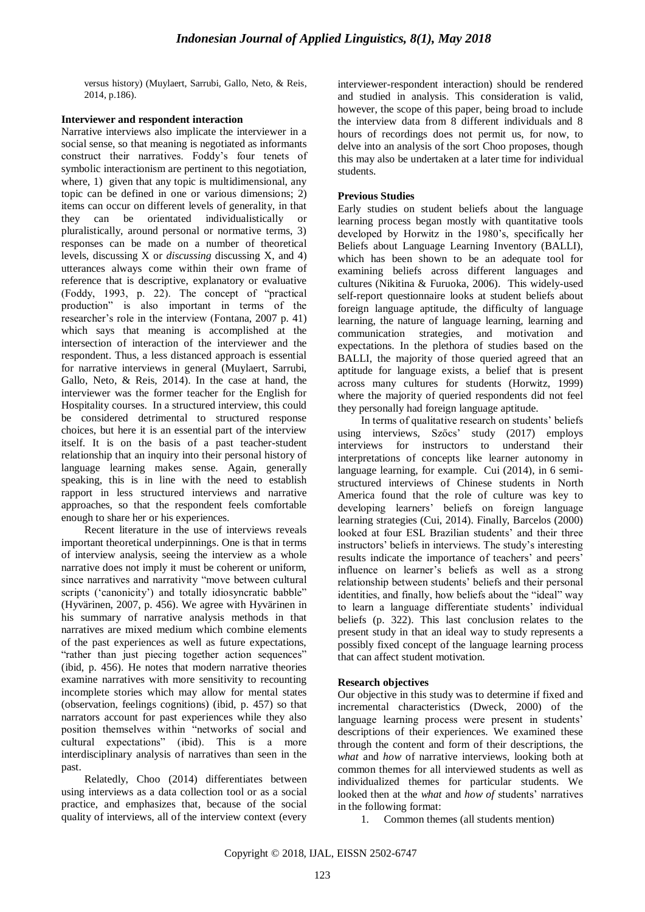versus history) (Muylaert, Sarrubi, Gallo, Neto, & Reis, 2014, p.186).

**Interviewer and respondent interaction**

Narrative interviews also implicate the interviewer in a social sense, so that meaning is negotiated as informants construct their narratives. Foddy's four tenets of symbolic interactionism are pertinent to this negotiation, where, 1) given that any topic is multidimensional, any topic can be defined in one or various dimensions; 2) items can occur on different levels of generality, in that they can be orientated individualistically or pluralistically, around personal or normative terms, 3) responses can be made on a number of theoretical levels, discussing X or *discussing* discussing X, and 4) utterances always come within their own frame of reference that is descriptive, explanatory or evaluative (Foddy, 1993, p. 22). The concept of "practical production" is also important in terms of the researcher's role in the interview (Fontana, 2007 p. 41) which says that meaning is accomplished at the intersection of interaction of the interviewer and the respondent. Thus, a less distanced approach is essential for narrative interviews in general (Muylaert, Sarrubi, Gallo, Neto, & Reis, 2014). In the case at hand, the interviewer was the former teacher for the English for Hospitality courses. In a structured interview, this could be considered detrimental to structured response choices, but here it is an essential part of the interview itself. It is on the basis of a past teacher-student relationship that an inquiry into their personal history of language learning makes sense. Again, generally speaking, this is in line with the need to establish rapport in less structured interviews and narrative approaches, so that the respondent feels comfortable enough to share her or his experiences.

Recent literature in the use of interviews reveals important theoretical underpinnings. One is that in terms of interview analysis, seeing the interview as a whole narrative does not imply it must be coherent or uniform, since narratives and narrativity "move between cultural scripts ('canonicity') and totally idiosyncratic babble" (Hyvärinen, 2007, p. 456). We agree with Hyvärinen in his summary of narrative analysis methods in that narratives are mixed medium which combine elements of the past experiences as well as future expectations, "rather than just piecing together action sequences" (ibid, p. 456). He notes that modern narrative theories examine narratives with more sensitivity to recounting incomplete stories which may allow for mental states (observation, feelings cognitions) (ibid, p. 457) so that narrators account for past experiences while they also position themselves within "networks of social and cultural expectations" (ibid). This is a more interdisciplinary analysis of narratives than seen in the past.

Relatedly, Choo (2014) differentiates between using interviews as a data collection tool or as a social practice, and emphasizes that, because of the social quality of interviews, all of the interview context (every interviewer-respondent interaction) should be rendered and studied in analysis. This consideration is valid, however, the scope of this paper, being broad to include the interview data from 8 different individuals and 8 hours of recordings does not permit us, for now, to delve into an analysis of the sort Choo proposes, though this may also be undertaken at a later time for individual students.

**Previous Studies**

Early studies on student beliefs about the language learning process began mostly with quantitative tools developed by Horwitz in the 1980's, specifically her Beliefs about Language Learning Inventory (BALLI), which has been shown to be an adequate tool for examining beliefs across different languages and cultures (Nikitina & Furuoka, 2006). This widely-used self-report questionnaire looks at student beliefs about foreign language aptitude, the difficulty of language learning, the nature of language learning, learning and communication strategies, and motivation and expectations. In the plethora of studies based on the BALLI, the majority of those queried agreed that an aptitude for language exists, a belief that is present across many cultures for students (Horwitz, 1999) where the majority of queried respondents did not feel they personally had foreign language aptitude.

In terms of qualitative research on students' beliefs using interviews, Szőcs' study (2017) employs interviews for instructors to understand their interpretations of concepts like learner autonomy in language learning, for example. Cui (2014), in 6 semi-structured interviews of Chinese students in North America found that the role of culture was key to developing learners' beliefs on foreign language learning strategies (Cui, 2014). Finally, Barcelos (2000) looked at four ESL Brazilian students' and their three instructors' beliefs in interviews. The study's interesting results indicate the importance of teachers' and peers' influence on learner's beliefs as well as a strong relationship between students' beliefs and their personal identities, and finally, how beliefs about the "ideal" way to learn a language differentiate students' individual beliefs (p. 322). This last conclusion relates to the present study in that an ideal way to study represents a possibly fixed concept of the language learning process that can affect student motivation.

**Research objectives**

Our objective in this study was to determine if fixed and incremental characteristics (Dweck, 2000) of the language learning process were present in students' descriptions of their experiences. We examined these through the content and form of their descriptions, the *what* and *how* of narrative interviews, looking both at common themes for all interviewed students as well as individualized themes for particular students. We looked then at the *what* and *how of* students' narratives in the following format:

1. Common themes (all students mention)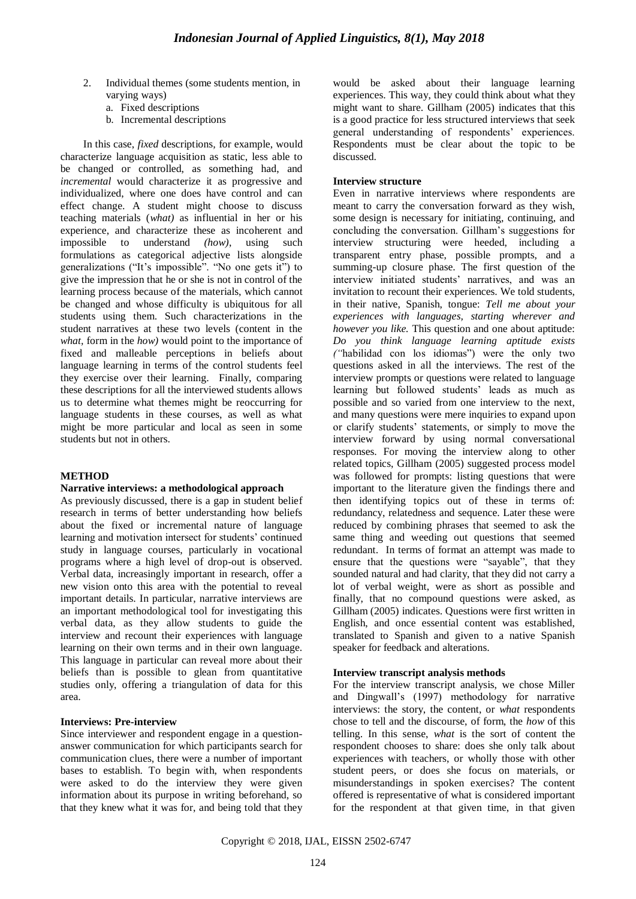2. Individual themes (some students mention, in varying ways)
   a. Fixed descriptions
   b. Incremental descriptions

In this case, *fixed* descriptions, for example, would characterize language acquisition as static, less able to be changed or controlled, as something had, and *incremental* would characterize it as progressive and individualized, where one does have control and can effect change. A student might choose to discuss teaching materials (*what)* as influential in her or his experience, and characterize these as incoherent and impossible to understand *(how)*, using such formulations as categorical adjective lists alongside generalizations ("It's impossible". "No one gets it") to give the impression that he or she is not in control of the learning process because of the materials, which cannot be changed and whose difficulty is ubiquitous for all students using them. Such characterizations in the student narratives at these two levels (content in the *what*, form in the *how)* would point to the importance of fixed and malleable perceptions in beliefs about language learning in terms of the control students feel they exercise over their learning. Finally, comparing these descriptions for all the interviewed students allows us to determine what themes might be reoccurring for language students in these courses, as well as what might be more particular and local as seen in some students but not in others.

## METHOD

### Narrative interviews: a methodological approach

As previously discussed, there is a gap in student belief research in terms of better understanding how beliefs about the fixed or incremental nature of language learning and motivation intersect for students' continued study in language courses, particularly in vocational programs where a high level of drop-out is observed. Verbal data, increasingly important in research, offer a new vision onto this area with the potential to reveal important details. In particular, narrative interviews are an important methodological tool for investigating this verbal data, as they allow students to guide the interview and recount their experiences with language learning on their own terms and in their own language. This language in particular can reveal more about their beliefs than is possible to glean from quantitative studies only, offering a triangulation of data for this area.

### Interviews: Pre-interview

Since interviewer and respondent engage in a question-answer communication for which participants search for communication clues, there were a number of important bases to establish. To begin with, when respondents were asked to do the interview they were given information about its purpose in writing beforehand, so that they knew what it was for, and being told that they would be asked about their language learning experiences. This way, they could think about what they might want to share. Gillham (2005) indicates that this is a good practice for less structured interviews that seek general understanding of respondents' experiences. Respondents must be clear about the topic to be discussed.

### Interview structure

Even in narrative interviews where respondents are meant to carry the conversation forward as they wish, some design is necessary for initiating, continuing, and concluding the conversation. Gillham's suggestions for interview structuring were heeded, including a transparent entry phase, possible prompts, and a summing-up closure phase. The first question of the interview initiated students' narratives, and was an invitation to recount their experiences. We told students, in their native, Spanish, tongue: *Tell me about your experiences with languages, starting wherever and however you like.* This question and one about aptitude: *Do you think language learning aptitude exists (*"habilidad con los idiomas") were the only two questions asked in all the interviews. The rest of the interview prompts or questions were related to language learning but followed students' leads as much as possible and so varied from one interview to the next, and many questions were mere inquiries to expand upon or clarify students' statements, or simply to move the interview forward by using normal conversational responses. For moving the interview along to other related topics, Gillham (2005) suggested process model was followed for prompts: listing questions that were important to the literature given the findings there and then identifying topics out of these in terms of: redundancy, relatedness and sequence. Later these were reduced by combining phrases that seemed to ask the same thing and weeding out questions that seemed redundant. In terms of format an attempt was made to ensure that the questions were "sayable", that they sounded natural and had clarity, that they did not carry a lot of verbal weight, were as short as possible and finally, that no compound questions were asked, as Gillham (2005) indicates. Questions were first written in English, and once essential content was established, translated to Spanish and given to a native Spanish speaker for feedback and alterations.

### Interview transcript analysis methods

For the interview transcript analysis, we chose Miller and Dingwall's (1997) methodology for narrative interviews: the story, the content, or *what* respondents chose to tell and the discourse, of form, the *how* of this telling. In this sense, *what* is the sort of content the respondent chooses to share: does she only talk about experiences with teachers, or wholly those with other student peers, or does she focus on materials, or misunderstandings in spoken exercises? The content offered is representative of what is considered important for the respondent at that given time, in that given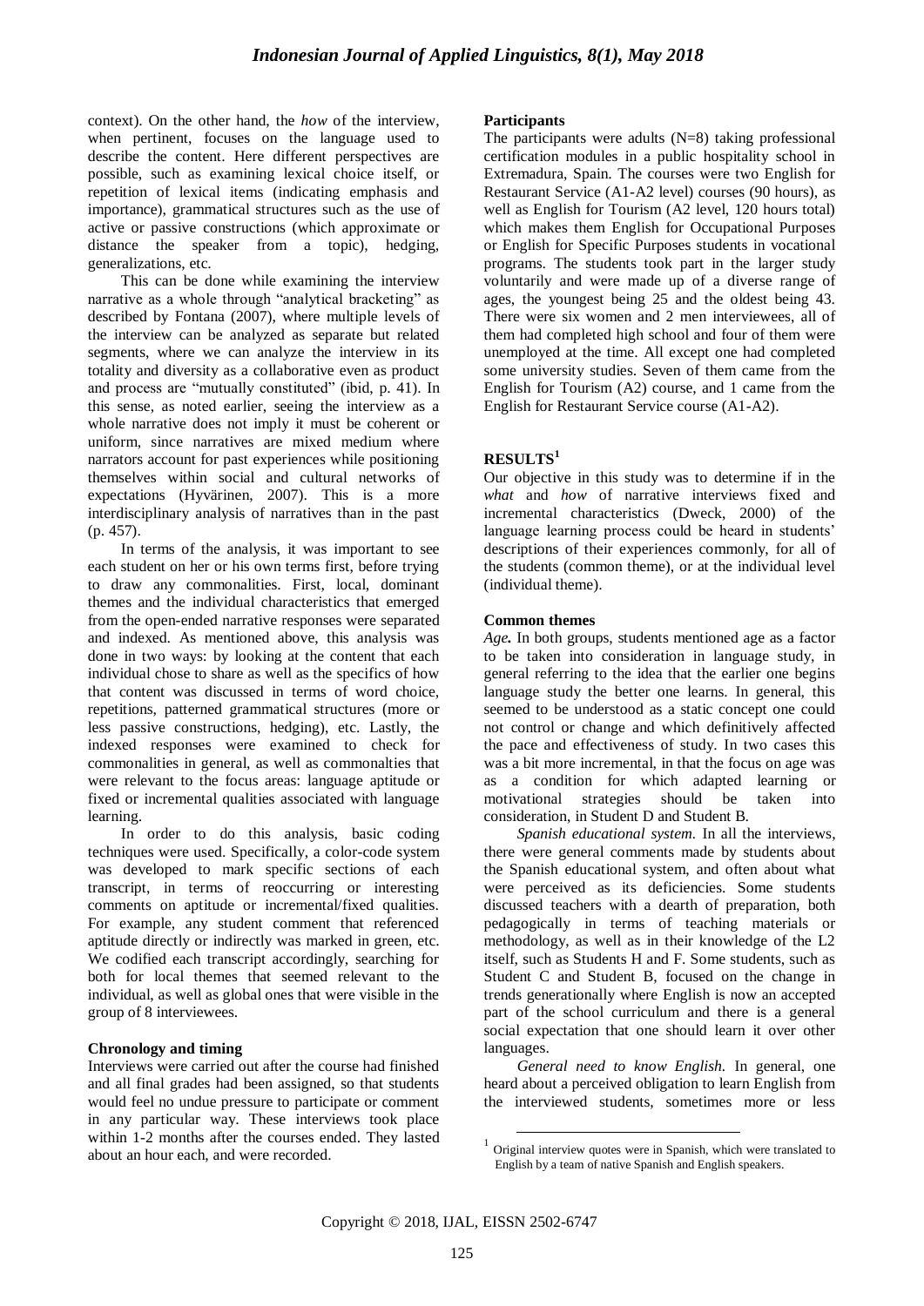context). On the other hand, the *how* of the interview, when pertinent, focuses on the language used to describe the content. Here different perspectives are possible, such as examining lexical choice itself, or repetition of lexical items (indicating emphasis and importance), grammatical structures such as the use of active or passive constructions (which approximate or distance the speaker from a topic), hedging, generalizations, etc.

This can be done while examining the interview narrative as a whole through "analytical bracketing" as described by Fontana (2007), where multiple levels of the interview can be analyzed as separate but related segments, where we can analyze the interview in its totality and diversity as a collaborative even as product and process are "mutually constituted" (ibid, p. 41). In this sense, as noted earlier, seeing the interview as a whole narrative does not imply it must be coherent or uniform, since narratives are mixed medium where narrators account for past experiences while positioning themselves within social and cultural networks of expectations (Hyvärinen, 2007). This is a more interdisciplinary analysis of narratives than in the past (p. 457).

In terms of the analysis, it was important to see each student on her or his own terms first, before trying to draw any commonalities. First, local, dominant themes and the individual characteristics that emerged from the open-ended narrative responses were separated and indexed. As mentioned above, this analysis was done in two ways: by looking at the content that each individual chose to share as well as the specifics of how that content was discussed in terms of word choice, repetitions, patterned grammatical structures (more or less passive constructions, hedging), etc. Lastly, the indexed responses were examined to check for commonalities in general, as well as commonalties that were relevant to the focus areas: language aptitude or fixed or incremental qualities associated with language learning.

In order to do this analysis, basic coding techniques were used. Specifically, a color-code system was developed to mark specific sections of each transcript, in terms of reoccurring or interesting comments on aptitude or incremental/fixed qualities. For example, any student comment that referenced aptitude directly or indirectly was marked in green, etc. We codified each transcript accordingly, searching for both for local themes that seemed relevant to the individual, as well as global ones that were visible in the group of 8 interviewees.

**Chronology and timing**

Interviews were carried out after the course had finished and all final grades had been assigned, so that students would feel no undue pressure to participate or comment in any particular way. These interviews took place within 1-2 months after the courses ended. They lasted about an hour each, and were recorded.

**Participants**

The participants were adults (N=8) taking professional certification modules in a public hospitality school in Extremadura, Spain. The courses were two English for Restaurant Service (A1-A2 level) courses (90 hours), as well as English for Tourism (A2 level, 120 hours total) which makes them English for Occupational Purposes or English for Specific Purposes students in vocational programs. The students took part in the larger study voluntarily and were made up of a diverse range of ages, the youngest being 25 and the oldest being 43. There were six women and 2 men interviewees, all of them had completed high school and four of them were unemployed at the time. All except one had completed some university studies. Seven of them came from the English for Tourism (A2) course, and 1 came from the English for Restaurant Service course (A1-A2).

## RESULTS[1]

Our objective in this study was to determine if in the *what* and *how* of narrative interviews fixed and incremental characteristics (Dweck, 2000) of the language learning process could be heard in students' descriptions of their experiences commonly, for all of the students (common theme), or at the individual level (individual theme).

**Common themes**

***Age.*** In both groups, students mentioned age as a factor to be taken into consideration in language study, in general referring to the idea that the earlier one begins language study the better one learns. In general, this seemed to be understood as a static concept one could not control or change and which definitively affected the pace and effectiveness of study. In two cases this was a bit more incremental, in that the focus on age was as a condition for which adapted learning or motivational strategies should be taken into consideration, in Student D and Student B.

*Spanish educational system.* In all the interviews, there were general comments made by students about the Spanish educational system, and often about what were perceived as its deficiencies. Some students discussed teachers with a dearth of preparation, both pedagogically in terms of teaching materials or methodology, as well as in their knowledge of the L2 itself, such as Students H and F. Some students, such as Student C and Student B, focused on the change in trends generationally where English is now an accepted part of the school curriculum and there is a general social expectation that one should learn it over other languages.

*General need to know English.* In general, one heard about a perceived obligation to learn English from the interviewed students, sometimes more or less

[1] Original interview quotes were in Spanish, which were translated to English by a team of native Spanish and English speakers.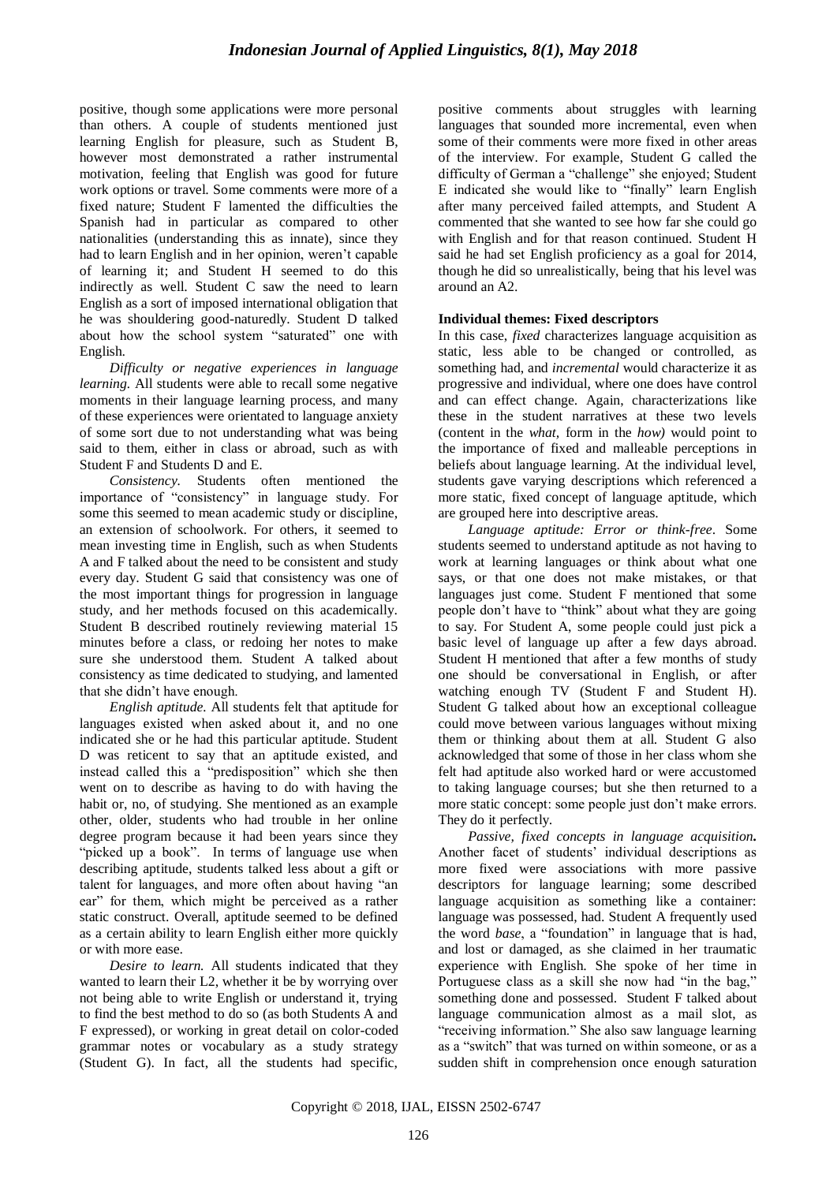positive, though some applications were more personal than others. A couple of students mentioned just learning English for pleasure, such as Student B, however most demonstrated a rather instrumental motivation, feeling that English was good for future work options or travel. Some comments were more of a fixed nature; Student F lamented the difficulties the Spanish had in particular as compared to other nationalities (understanding this as innate), since they had to learn English and in her opinion, weren't capable of learning it; and Student H seemed to do this indirectly as well. Student C saw the need to learn English as a sort of imposed international obligation that he was shouldering good-naturedly. Student D talked about how the school system "saturated" one with English.

*Difficulty or negative experiences in language learning.* All students were able to recall some negative moments in their language learning process, and many of these experiences were orientated to language anxiety of some sort due to not understanding what was being said to them, either in class or abroad, such as with Student F and Students D and E.

*Consistency.* Students often mentioned the importance of "consistency" in language study. For some this seemed to mean academic study or discipline, an extension of schoolwork. For others, it seemed to mean investing time in English, such as when Students A and F talked about the need to be consistent and study every day. Student G said that consistency was one of the most important things for progression in language study, and her methods focused on this academically. Student B described routinely reviewing material 15 minutes before a class, or redoing her notes to make sure she understood them. Student A talked about consistency as time dedicated to studying, and lamented that she didn't have enough.

*English aptitude.* All students felt that aptitude for languages existed when asked about it, and no one indicated she or he had this particular aptitude. Student D was reticent to say that an aptitude existed, and instead called this a "predisposition" which she then went on to describe as having to do with having the habit or, no, of studying. She mentioned as an example other, older, students who had trouble in her online degree program because it had been years since they "picked up a book". In terms of language use when describing aptitude, students talked less about a gift or talent for languages, and more often about having "an ear" for them, which might be perceived as a rather static construct. Overall, aptitude seemed to be defined as a certain ability to learn English either more quickly or with more ease.

*Desire to learn.* All students indicated that they wanted to learn their L2, whether it be by worrying over not being able to write English or understand it, trying to find the best method to do so (as both Students A and F expressed), or working in great detail on color-coded grammar notes or vocabulary as a study strategy (Student G). In fact, all the students had specific, positive comments about struggles with learning languages that sounded more incremental, even when some of their comments were more fixed in other areas of the interview. For example, Student G called the difficulty of German a "challenge" she enjoyed; Student E indicated she would like to "finally" learn English after many perceived failed attempts, and Student A commented that she wanted to see how far she could go with English and for that reason continued. Student H said he had set English proficiency as a goal for 2014, though he did so unrealistically, being that his level was around an A2.

**Individual themes: Fixed descriptors**

In this case, *fixed* characterizes language acquisition as static, less able to be changed or controlled, as something had, and *incremental* would characterize it as progressive and individual, where one does have control and can effect change. Again, characterizations like these in the student narratives at these two levels (content in the *what*, form in the *how)* would point to the importance of fixed and malleable perceptions in beliefs about language learning. At the individual level, students gave varying descriptions which referenced a more static, fixed concept of language aptitude, which are grouped here into descriptive areas.

*Language aptitude: Error or think-free*. Some students seemed to understand aptitude as not having to work at learning languages or think about what one says, or that one does not make mistakes, or that languages just come. Student F mentioned that some people don't have to "think" about what they are going to say. For Student A, some people could just pick a basic level of language up after a few days abroad. Student H mentioned that after a few months of study one should be conversational in English, or after watching enough TV (Student F and Student H). Student G talked about how an exceptional colleague could move between various languages without mixing them or thinking about them at all. Student G also acknowledged that some of those in her class whom she felt had aptitude also worked hard or were accustomed to taking language courses; but she then returned to a more static concept: some people just don't make errors. They do it perfectly.

*Passive, fixed concepts in language acquisition***.** Another facet of students' individual descriptions as more fixed were associations with more passive descriptors for language learning; some described language acquisition as something like a container: language was possessed, had. Student A frequently used the word *base*, a "foundation" in language that is had, and lost or damaged, as she claimed in her traumatic experience with English. She spoke of her time in Portuguese class as a skill she now had "in the bag," something done and possessed. Student F talked about language communication almost as a mail slot, as "receiving information." She also saw language learning as a "switch" that was turned on within someone, or as a sudden shift in comprehension once enough saturation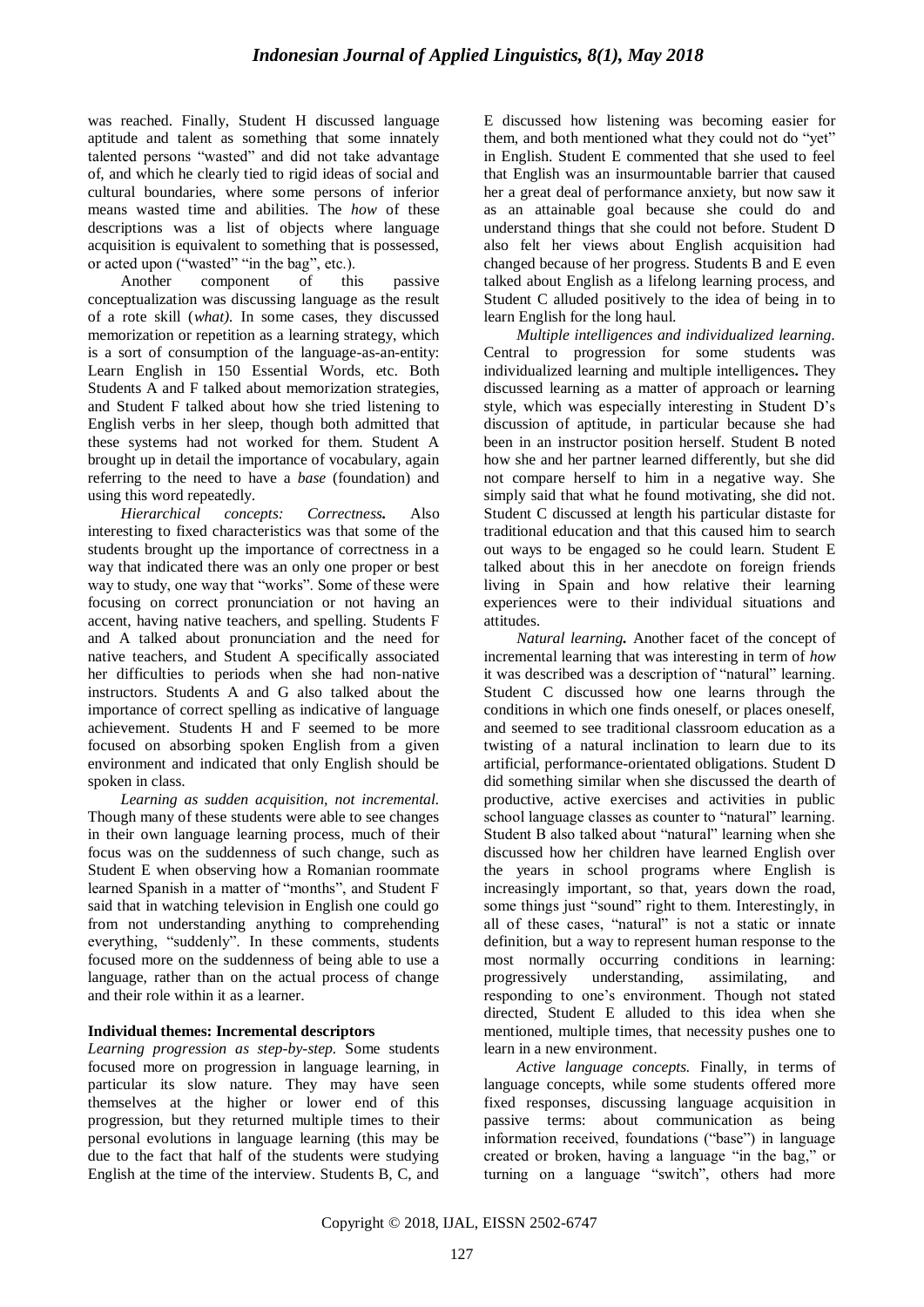was reached. Finally, Student H discussed language aptitude and talent as something that some innately talented persons "wasted" and did not take advantage of, and which he clearly tied to rigid ideas of social and cultural boundaries, where some persons of inferior means wasted time and abilities. The *how* of these descriptions was a list of objects where language acquisition is equivalent to something that is possessed, or acted upon ("wasted" "in the bag", etc.).

Another component of this passive conceptualization was discussing language as the result of a rote skill (*what)*. In some cases, they discussed memorization or repetition as a learning strategy, which is a sort of consumption of the language-as-an-entity: Learn English in 150 Essential Words, etc. Both Students A and F talked about memorization strategies, and Student F talked about how she tried listening to English verbs in her sleep, though both admitted that these systems had not worked for them. Student A brought up in detail the importance of vocabulary, again referring to the need to have a *base* (foundation) and using this word repeatedly.

***Hierarchical concepts: Correctness.*** Also interesting to fixed characteristics was that some of the students brought up the importance of correctness in a way that indicated there was an only one proper or best way to study, one way that "works". Some of these were focusing on correct pronunciation or not having an accent, having native teachers, and spelling. Students F and A talked about pronunciation and the need for native teachers, and Student A specifically associated her difficulties to periods when she had non-native instructors. Students A and G also talked about the importance of correct spelling as indicative of language achievement. Students H and F seemed to be more focused on absorbing spoken English from a given environment and indicated that only English should be spoken in class.

*Learning as sudden acquisition, not incremental.* Though many of these students were able to see changes in their own language learning process, much of their focus was on the suddenness of such change, such as Student E when observing how a Romanian roommate learned Spanish in a matter of "months", and Student F said that in watching television in English one could go from not understanding anything to comprehending everything, "suddenly". In these comments, students focused more on the suddenness of being able to use a language, rather than on the actual process of change and their role within it as a learner.

**Individual themes: Incremental descriptors**

*Learning progression as step-by-step.* Some students focused more on progression in language learning, in particular its slow nature. They may have seen themselves at the higher or lower end of this progression, but they returned multiple times to their personal evolutions in language learning (this may be due to the fact that half of the students were studying English at the time of the interview. Students B, C, and E discussed how listening was becoming easier for them, and both mentioned what they could not do "yet" in English. Student E commented that she used to feel that English was an insurmountable barrier that caused her a great deal of performance anxiety, but now saw it as an attainable goal because she could do and understand things that she could not before. Student D also felt her views about English acquisition had changed because of her progress. Students B and E even talked about English as a lifelong learning process, and Student C alluded positively to the idea of being in to learn English for the long haul.

*Multiple intelligences and individualized learning.* Central to progression for some students was individualized learning and multiple intelligences**.** They discussed learning as a matter of approach or learning style, which was especially interesting in Student D's discussion of aptitude, in particular because she had been in an instructor position herself. Student B noted how she and her partner learned differently, but she did not compare herself to him in a negative way. She simply said that what he found motivating, she did not. Student C discussed at length his particular distaste for traditional education and that this caused him to search out ways to be engaged so he could learn. Student E talked about this in her anecdote on foreign friends living in Spain and how relative their learning experiences were to their individual situations and attitudes.

***Natural learning.*** Another facet of the concept of incremental learning that was interesting in term of *how* it was described was a description of "natural" learning. Student C discussed how one learns through the conditions in which one finds oneself, or places oneself, and seemed to see traditional classroom education as a twisting of a natural inclination to learn due to its artificial, performance-orientated obligations. Student D did something similar when she discussed the dearth of productive, active exercises and activities in public school language classes as counter to "natural" learning. Student B also talked about "natural" learning when she discussed how her children have learned English over the years in school programs where English is increasingly important, so that, years down the road, some things just "sound" right to them. Interestingly, in all of these cases, "natural" is not a static or innate definition, but a way to represent human response to the most normally occurring conditions in learning: progressively understanding, assimilating, and responding to one's environment. Though not stated directed, Student E alluded to this idea when she mentioned, multiple times, that necessity pushes one to learn in a new environment.

*Active language concepts.* Finally, in terms of language concepts, while some students offered more fixed responses, discussing language acquisition in passive terms: about communication as being information received, foundations ("base") in language created or broken, having a language "in the bag," or turning on a language "switch", others had more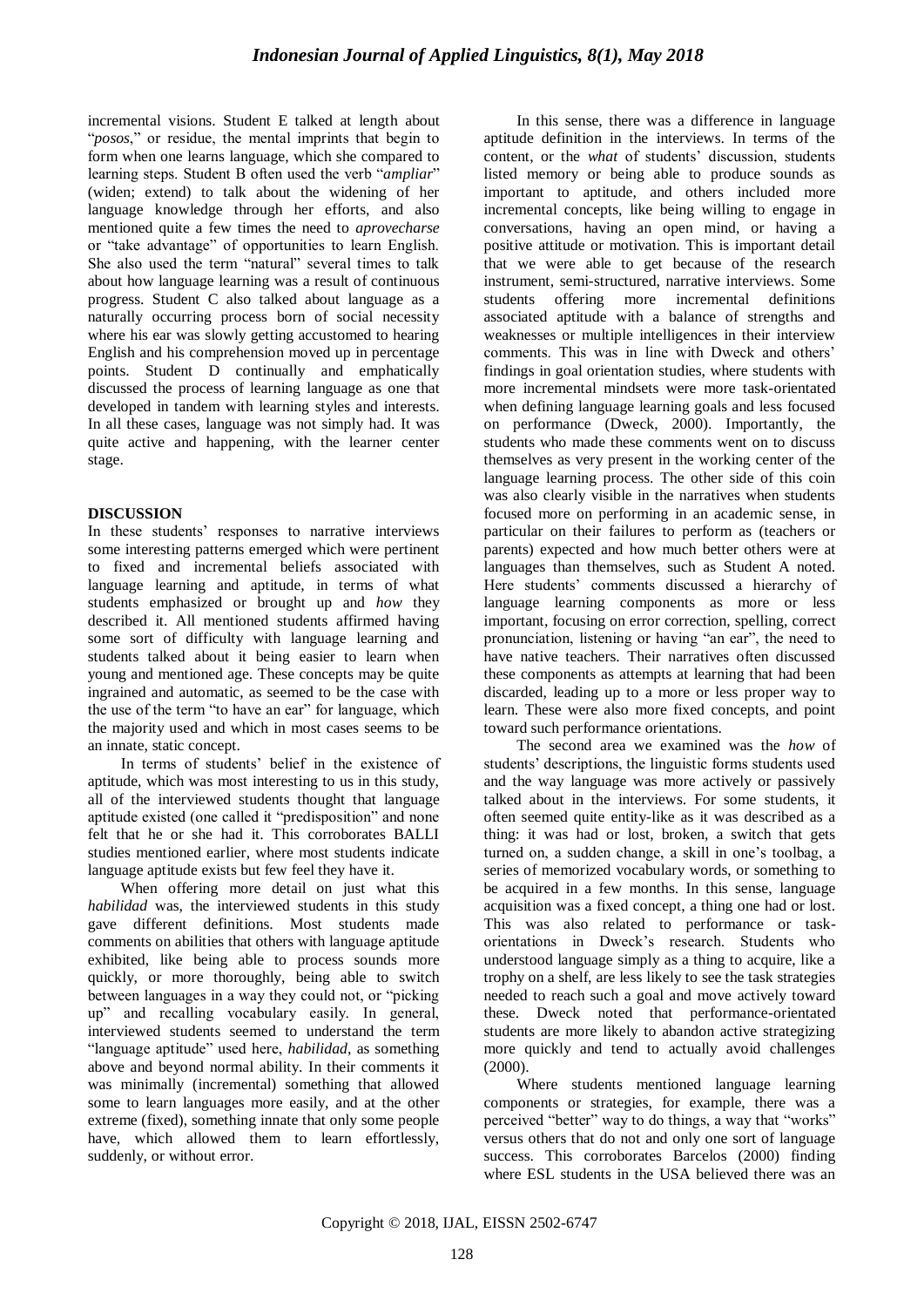incremental visions. Student E talked at length about "*posos*," or residue, the mental imprints that begin to form when one learns language, which she compared to learning steps. Student B often used the verb "*ampliar*" (widen; extend) to talk about the widening of her language knowledge through her efforts, and also mentioned quite a few times the need to *aprovecharse* or "take advantage" of opportunities to learn English. She also used the term "natural" several times to talk about how language learning was a result of continuous progress. Student C also talked about language as a naturally occurring process born of social necessity where his ear was slowly getting accustomed to hearing English and his comprehension moved up in percentage points. Student D continually and emphatically discussed the process of learning language as one that developed in tandem with learning styles and interests. In all these cases, language was not simply had. It was quite active and happening, with the learner center stage.

## DISCUSSION

In these students' responses to narrative interviews some interesting patterns emerged which were pertinent to fixed and incremental beliefs associated with language learning and aptitude, in terms of what students emphasized or brought up and *how* they described it. All mentioned students affirmed having some sort of difficulty with language learning and students talked about it being easier to learn when young and mentioned age. These concepts may be quite ingrained and automatic, as seemed to be the case with the use of the term "to have an ear" for language, which the majority used and which in most cases seems to be an innate, static concept.

In terms of students' belief in the existence of aptitude, which was most interesting to us in this study, all of the interviewed students thought that language aptitude existed (one called it "predisposition" and none felt that he or she had it. This corroborates BALLI studies mentioned earlier, where most students indicate language aptitude exists but few feel they have it.

When offering more detail on just what this *habilidad* was, the interviewed students in this study gave different definitions. Most students made comments on abilities that others with language aptitude exhibited, like being able to process sounds more quickly, or more thoroughly, being able to switch between languages in a way they could not, or "picking up" and recalling vocabulary easily. In general, interviewed students seemed to understand the term "language aptitude" used here, *habilidad*, as something above and beyond normal ability. In their comments it was minimally (incremental) something that allowed some to learn languages more easily, and at the other extreme (fixed), something innate that only some people have, which allowed them to learn effortlessly, suddenly, or without error.

In this sense, there was a difference in language aptitude definition in the interviews. In terms of the content, or the *what* of students' discussion, students listed memory or being able to produce sounds as important to aptitude, and others included more incremental concepts, like being willing to engage in conversations, having an open mind, or having a positive attitude or motivation. This is important detail that we were able to get because of the research instrument, semi-structured, narrative interviews. Some students offering more incremental definitions associated aptitude with a balance of strengths and weaknesses or multiple intelligences in their interview comments. This was in line with Dweck and others' findings in goal orientation studies, where students with more incremental mindsets were more task-orientated when defining language learning goals and less focused on performance (Dweck, 2000). Importantly, the students who made these comments went on to discuss themselves as very present in the working center of the language learning process. The other side of this coin was also clearly visible in the narratives when students focused more on performing in an academic sense, in particular on their failures to perform as (teachers or parents) expected and how much better others were at languages than themselves, such as Student A noted. Here students' comments discussed a hierarchy of language learning components as more or less important, focusing on error correction, spelling, correct pronunciation, listening or having "an ear", the need to have native teachers. Their narratives often discussed these components as attempts at learning that had been discarded, leading up to a more or less proper way to learn. These were also more fixed concepts, and point toward such performance orientations.

The second area we examined was the *how* of students' descriptions, the linguistic forms students used and the way language was more actively or passively talked about in the interviews. For some students, it often seemed quite entity-like as it was described as a thing: it was had or lost, broken, a switch that gets turned on, a sudden change, a skill in one's toolbag, a series of memorized vocabulary words, or something to be acquired in a few months. In this sense, language acquisition was a fixed concept, a thing one had or lost. This was also related to performance or task-orientations in Dweck's research. Students who understood language simply as a thing to acquire, like a trophy on a shelf, are less likely to see the task strategies needed to reach such a goal and move actively toward these. Dweck noted that performance-orientated students are more likely to abandon active strategizing more quickly and tend to actually avoid challenges (2000).

Where students mentioned language learning components or strategies, for example, there was a perceived "better" way to do things, a way that "works" versus others that do not and only one sort of language success. This corroborates Barcelos (2000) finding where ESL students in the USA believed there was an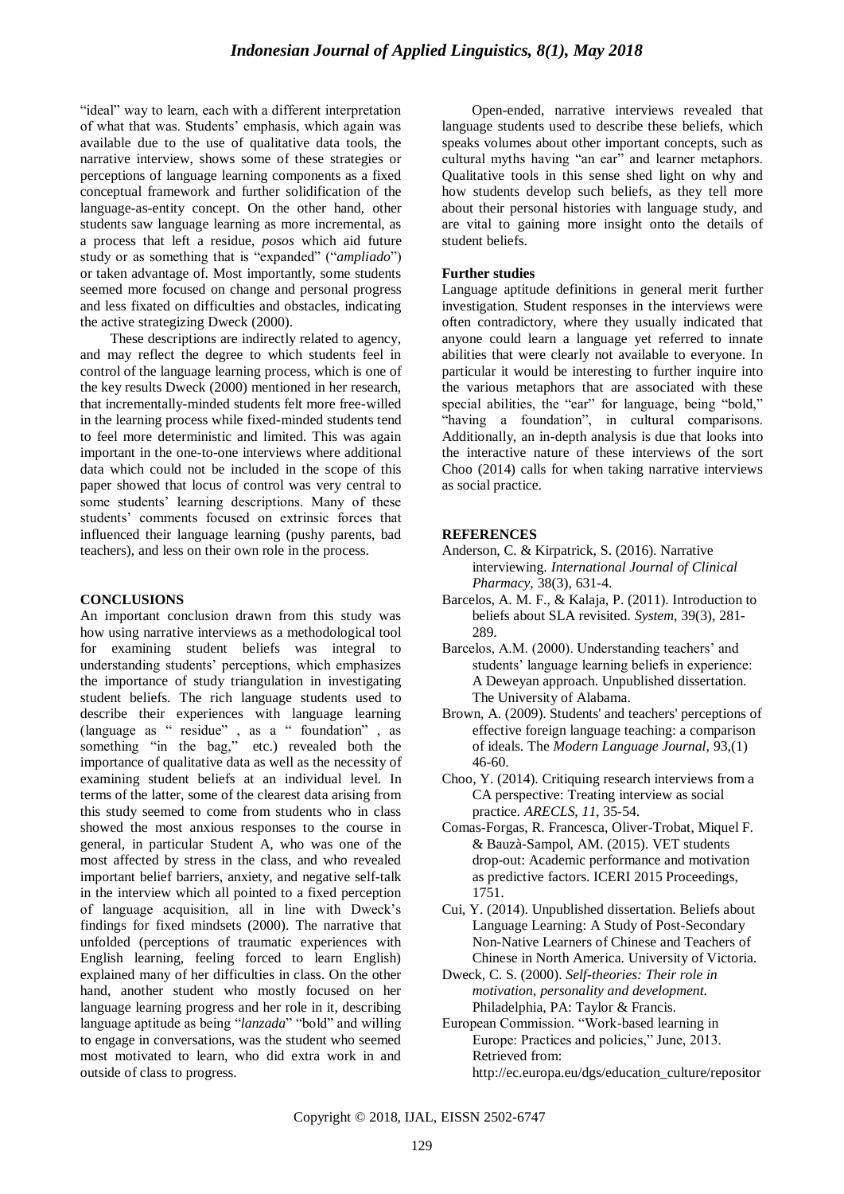"ideal" way to learn, each with a different interpretation of what that was. Students' emphasis, which again was available due to the use of qualitative data tools, the narrative interview, shows some of these strategies or perceptions of language learning components as a fixed conceptual framework and further solidification of the language-as-entity concept. On the other hand, other students saw language learning as more incremental, as a process that left a residue, *posos* which aid future study or as something that is "expanded" ("*ampliado*") or taken advantage of. Most importantly, some students seemed more focused on change and personal progress and less fixated on difficulties and obstacles, indicating the active strategizing Dweck (2000).

These descriptions are indirectly related to agency, and may reflect the degree to which students feel in control of the language learning process, which is one of the key results Dweck (2000) mentioned in her research, that incrementally-minded students felt more free-willed in the learning process while fixed-minded students tend to feel more deterministic and limited. This was again important in the one-to-one interviews where additional data which could not be included in the scope of this paper showed that locus of control was very central to some students' learning descriptions. Many of these students' comments focused on extrinsic forces that influenced their language learning (pushy parents, bad teachers), and less on their own role in the process.

## CONCLUSIONS

An important conclusion drawn from this study was how using narrative interviews as a methodological tool for examining student beliefs was integral to understanding students' perceptions, which emphasizes the importance of study triangulation in investigating student beliefs. The rich language students used to describe their experiences with language learning (language as " residue" , as a " foundation" , as something "in the bag," etc.) revealed both the importance of qualitative data as well as the necessity of examining student beliefs at an individual level. In terms of the latter, some of the clearest data arising from this study seemed to come from students who in class showed the most anxious responses to the course in general, in particular Student A, who was one of the most affected by stress in the class, and who revealed important belief barriers, anxiety, and negative self-talk in the interview which all pointed to a fixed perception of language acquisition, all in line with Dweck's findings for fixed mindsets (2000). The narrative that unfolded (perceptions of traumatic experiences with English learning, feeling forced to learn English) explained many of her difficulties in class. On the other hand, another student who mostly focused on her language learning progress and her role in it, describing language aptitude as being "*lanzada*" "bold" and willing to engage in conversations, was the student who seemed most motivated to learn, who did extra work in and outside of class to progress.

Open-ended, narrative interviews revealed that language students used to describe these beliefs, which speaks volumes about other important concepts, such as cultural myths having "an ear" and learner metaphors. Qualitative tools in this sense shed light on why and how students develop such beliefs, as they tell more about their personal histories with language study, and are vital to gaining more insight onto the details of student beliefs.

### Further studies

Language aptitude definitions in general merit further investigation. Student responses in the interviews were often contradictory, where they usually indicated that anyone could learn a language yet referred to innate abilities that were clearly not available to everyone. In particular it would be interesting to further inquire into the various metaphors that are associated with these special abilities, the "ear" for language, being "bold," "having a foundation", in cultural comparisons. Additionally, an in-depth analysis is due that looks into the interactive nature of these interviews of the sort Choo (2014) calls for when taking narrative interviews as social practice.

## REFERENCES

Anderson, C. & Kirpatrick, S. (2016). Narrative interviewing. *International Journal of Clinical Pharmacy,* 38(3), 631-4.

Barcelos, A. M. F., & Kalaja, P. (2011). Introduction to beliefs about SLA revisited. *System*, 39(3), 281-289.

Barcelos, A.M. (2000). Understanding teachers' and students' language learning beliefs in experience: A Deweyan approach. Unpublished dissertation. The University of Alabama.

Brown, A. (2009). Students' and teachers' perceptions of effective foreign language teaching: a comparison of ideals. The *Modern Language Journal,* 93,(1) 46-60.

Choo, Y. (2014). Critiquing research interviews from a CA perspective: Treating interview as social practice. *ARECLS*, *11*, 35-54.

Comas-Forgas, R. Francesca, Oliver-Trobat, Miquel F. & Bauzà-Sampol, AM. (2015). VET students drop-out: Academic performance and motivation as predictive factors. ICERI 2015 Proceedings, 1751.

Cui, Y. (2014). Unpublished dissertation. Beliefs about Language Learning: A Study of Post-Secondary Non-Native Learners of Chinese and Teachers of Chinese in North America. University of Victoria.

Dweck, C. S. (2000). *Self-theories: Their role in motivation, personality and development.* Philadelphia, PA: Taylor & Francis.

European Commission. "Work-based learning in Europe: Practices and policies," June, 2013. Retrieved from: http://ec.europa.eu/dgs/education_culture/repositor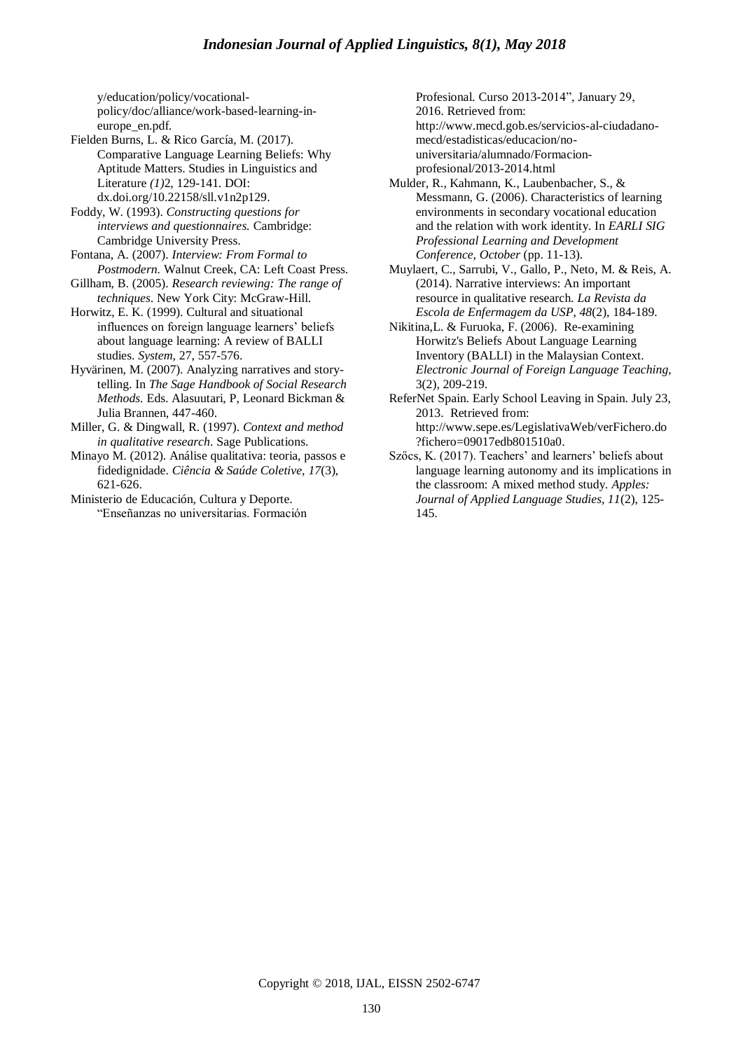y/education/policy/vocational-policy/doc/alliance/work-based-learning-in-europe_en.pdf.

Fielden Burns, L. & Rico García, M. (2017). Comparative Language Learning Beliefs: Why Aptitude Matters. Studies in Linguistics and Literature *(1)*2, 129-141. DOI: dx.doi.org/10.22158/sll.v1n2p129.

Foddy, W. (1993). *Constructing questions for interviews and questionnaires.* Cambridge: Cambridge University Press.

Fontana, A. (2007). *Interview: From Formal to Postmodern.* Walnut Creek, CA: Left Coast Press.

Gillham, B. (2005). *Research reviewing: The range of techniques*. New York City: McGraw-Hill.

Horwitz, E. K. (1999). Cultural and situational influences on foreign language learners' beliefs about language learning: A review of BALLI studies. *System*, 27, 557-576.

Hyvärinen, M. (2007). Analyzing narratives and story-telling. In *The Sage Handbook of Social Research Methods.* Eds. Alasuutari, P, Leonard Bickman & Julia Brannen, 447-460.

Miller, G. & Dingwall, R. (1997). *Context and method in qualitative research*. Sage Publications.

Minayo M. (2012). Análise qualitativa: teoria, passos e fidedignidade. *Ciência & Saúde Coletive*, *17*(3), 621-626.

Ministerio de Educación, Cultura y Deporte. "Enseñanzas no universitarias. Formación Profesional. Curso 2013-2014", January 29, 2016. Retrieved from: http://www.mecd.gob.es/servicios-al-ciudadano-mecd/estadisticas/educacion/no-universitaria/alumnado/Formacion-profesional/2013-2014.html

Mulder, R., Kahmann, K., Laubenbacher, S., & Messmann, G. (2006). Characteristics of learning environments in secondary vocational education and the relation with work identity. In *EARLI SIG Professional Learning and Development Conference, October* (pp. 11-13).

Muylaert, C., Sarrubi, V., Gallo, P., Neto, M. & Reis, A. (2014). Narrative interviews: An important resource in qualitative research. *La Revista da Escola de Enfermagem da USP*, *48*(2), 184-189.

Nikitina,L. & Furuoka, F. (2006). Re-examining Horwitz's Beliefs About Language Learning Inventory (BALLI) in the Malaysian Context. *Electronic Journal of Foreign Language Teaching*, 3(2), 209-219.

ReferNet Spain. Early School Leaving in Spain. July 23, 2013. Retrieved from: http://www.sepe.es/LegislativaWeb/verFichero.do?fichero=09017edb801510a0.

Szőcs, K. (2017). Teachers' and learners' beliefs about language learning autonomy and its implications in the classroom: A mixed method study. *Apples: Journal of Applied Language Studies, 11*(2), 125-145.